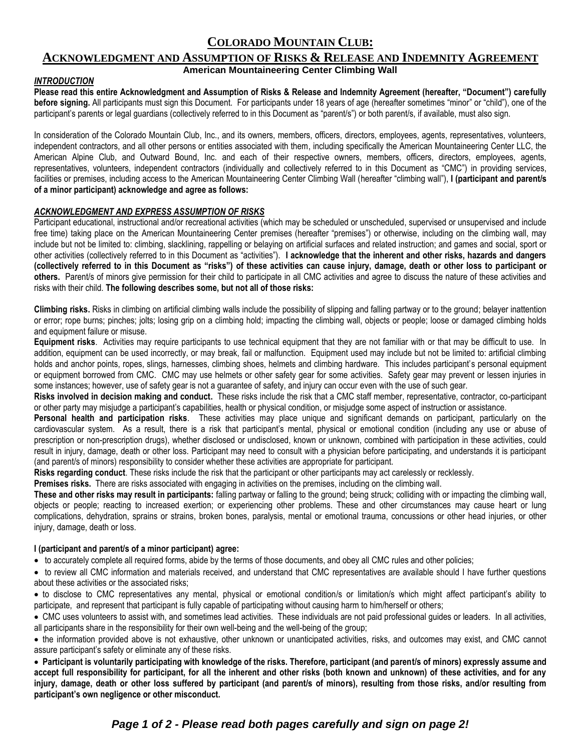# COLORADO MOUNTAIN CLUB:

## ACKNOWLEDGMENT AND ASSUMPTION OF RISKS & RELEASE AND INDEMNITY AGREEMENT

**American Mountaineering Center Climbing Wall**

***INTRODUCTION***

**Please read this entire Acknowledgment and Assumption of Risks & Release and Indemnity Agreement (hereafter, "Document") carefully before signing.** All participants must sign this Document. For participants under 18 years of age (hereafter sometimes "minor" or "child"), one of the participant's parents or legal guardians (collectively referred to in this Document as "parent/s") or both parent/s, if available, must also sign.

In consideration of the Colorado Mountain Club, Inc., and its owners, members, officers, directors, employees, agents, representatives, volunteers, independent contractors, and all other persons or entities associated with them, including specifically the American Mountaineering Center LLC, the American Alpine Club, and Outward Bound, Inc. and each of their respective owners, members, officers, directors, employees, agents, representatives, volunteers, independent contractors (individually and collectively referred to in this Document as "CMC") in providing services, facilities or premises, including access to the American Mountaineering Center Climbing Wall (hereafter "climbing wall"), **I (participant and parent/s of a minor participant) acknowledge and agree as follows:**

***ACKNOWLEDGMENT AND EXPRESS ASSUMPTION OF RISKS***

Participant educational, instructional and/or recreational activities (which may be scheduled or unscheduled, supervised or unsupervised and include free time) taking place on the American Mountaineering Center premises (hereafter "premises") or otherwise, including on the climbing wall, may include but not be limited to: climbing, slacklining, rappelling or belaying on artificial surfaces and related instruction; and games and social, sport or other activities (collectively referred to in this Document as "activities"). **I acknowledge that the inherent and other risks, hazards and dangers (collectively referred to in this Document as "risks") of these activities can cause injury, damage, death or other loss to participant or others.** Parent/s of minors give permission for their child to participate in all CMC activities and agree to discuss the nature of these activities and risks with their child. **The following describes some, but not all of those risks:**

**Climbing risks.** Risks in climbing on artificial climbing walls include the possibility of slipping and falling partway or to the ground; belayer inattention or error; rope burns; pinches; jolts; losing grip on a climbing hold; impacting the climbing wall, objects or people; loose or damaged climbing holds and equipment failure or misuse.

**Equipment risks**. Activities may require participants to use technical equipment that they are not familiar with or that may be difficult to use. In addition, equipment can be used incorrectly, or may break, fail or malfunction. Equipment used may include but not be limited to: artificial climbing holds and anchor points, ropes, slings, harnesses, climbing shoes, helmets and climbing hardware. This includes participant's personal equipment or equipment borrowed from CMC. CMC may use helmets or other safety gear for some activities. Safety gear may prevent or lessen injuries in some instances; however, use of safety gear is not a guarantee of safety, and injury can occur even with the use of such gear.

**Risks involved in decision making and conduct.** These risks include the risk that a CMC staff member, representative, contractor, co-participant or other party may misjudge a participant's capabilities, health or physical condition, or misjudge some aspect of instruction or assistance.

**Personal health and participation risks**. These activities may place unique and significant demands on participant, particularly on the cardiovascular system. As a result, there is a risk that participant's mental, physical or emotional condition (including any use or abuse of prescription or non-prescription drugs), whether disclosed or undisclosed, known or unknown, combined with participation in these activities, could result in injury, damage, death or other loss. Participant may need to consult with a physician before participating, and understands it is participant (and parent/s of minors) responsibility to consider whether these activities are appropriate for participant.

**Risks regarding conduct**. These risks include the risk that the participant or other participants may act carelessly or recklessly.

**Premises risks.** There are risks associated with engaging in activities on the premises, including on the climbing wall.

**These and other risks may result in participants:** falling partway or falling to the ground; being struck; colliding with or impacting the climbing wall, objects or people; reacting to increased exertion; or experiencing other problems. These and other circumstances may cause heart or lung complications, dehydration, sprains or strains, broken bones, paralysis, mental or emotional trauma, concussions or other head injuries, or other injury, damage, death or loss.

**I (participant and parent/s of a minor participant) agree:**

- to accurately complete all required forms, abide by the terms of those documents, and obey all CMC rules and other policies;
- to review all CMC information and materials received, and understand that CMC representatives are available should I have further questions about these activities or the associated risks;
- to disclose to CMC representatives any mental, physical or emotional condition/s or limitation/s which might affect participant's ability to participate, and represent that participant is fully capable of participating without causing harm to him/herself or others;
- CMC uses volunteers to assist with, and sometimes lead activities. These individuals are not paid professional guides or leaders. In all activities, all participants share in the responsibility for their own well-being and the well-being of the group;
- the information provided above is not exhaustive, other unknown or unanticipated activities, risks, and outcomes may exist, and CMC cannot assure participant's safety or eliminate any of these risks.
- **Participant is voluntarily participating with knowledge of the risks. Therefore, participant (and parent/s of minors) expressly assume and accept full responsibility for participant, for all the inherent and other risks (both known and unknown) of these activities, and for any injury, damage, death or other loss suffered by participant (and parent/s of minors), resulting from those risks, and/or resulting from participant's own negligence or other misconduct.**

***Please read both pages carefully and sign on page 2!***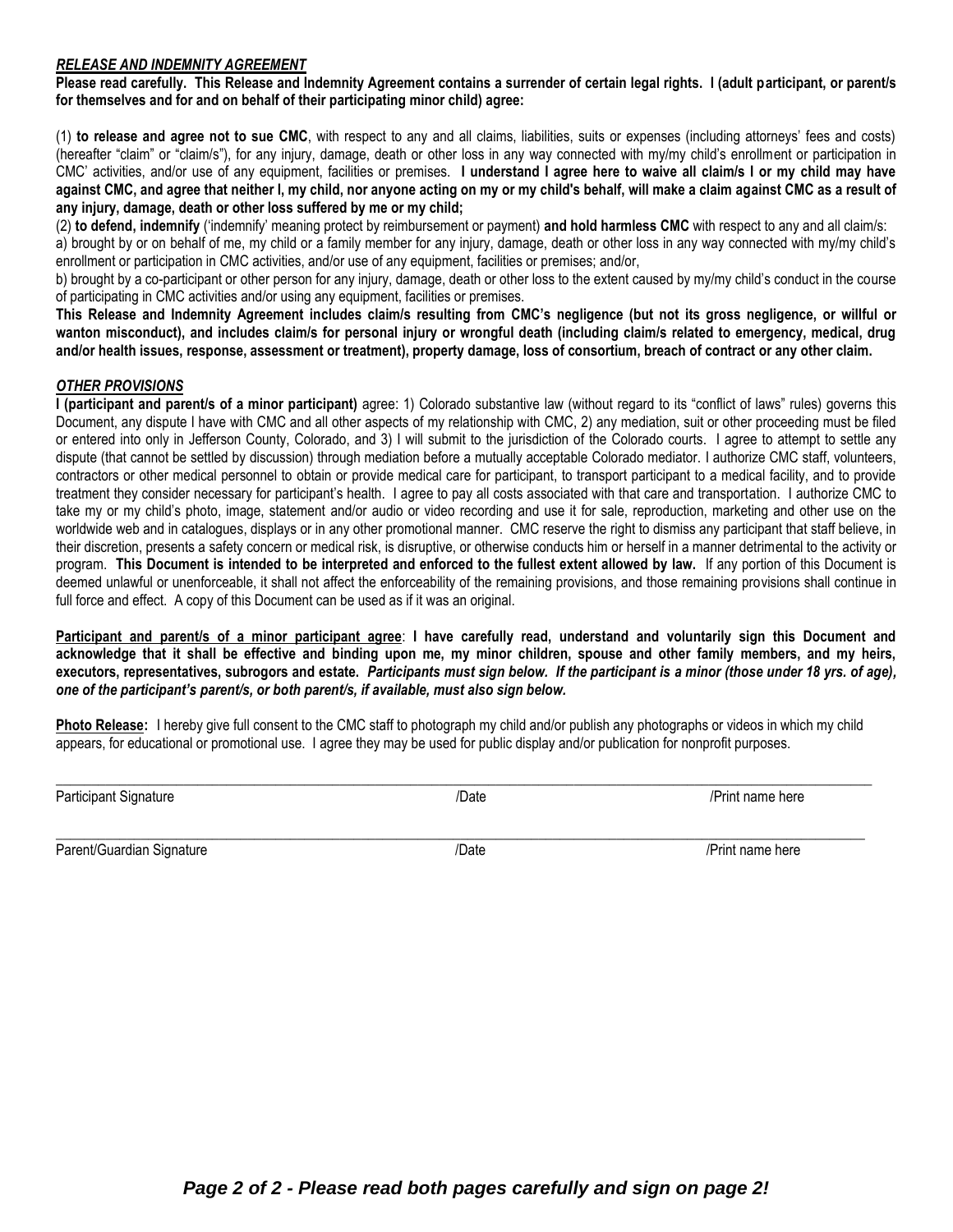***RELEASE AND INDEMNITY AGREEMENT***

**Please read carefully. This Release and Indemnity Agreement contains a surrender of certain legal rights. I (adult participant, or parent/s for themselves and for and on behalf of their participating minor child) agree:**

(1) **to release and agree not to sue CMC**, with respect to any and all claims, liabilities, suits or expenses (including attorneys' fees and costs) (hereafter "claim" or "claim/s"), for any injury, damage, death or other loss in any way connected with my/my child's enrollment or participation in CMC' activities, and/or use of any equipment, facilities or premises. **I understand I agree here to waive all claim/s I or my child may have against CMC, and agree that neither I, my child, nor anyone acting on my or my child's behalf, will make a claim against CMC as a result of any injury, damage, death or other loss suffered by me or my child;**

(2) **to defend, indemnify** ('indemnify' meaning protect by reimbursement or payment) **and hold harmless CMC** with respect to any and all claim/s:

a) brought by or on behalf of me, my child or a family member for any injury, damage, death or other loss in any way connected with my/my child's enrollment or participation in CMC activities, and/or use of any equipment, facilities or premises; and/or,

b) brought by a co-participant or other person for any injury, damage, death or other loss to the extent caused by my/my child's conduct in the course of participating in CMC activities and/or using any equipment, facilities or premises.

**This Release and Indemnity Agreement includes claim/s resulting from CMC's negligence (but not its gross negligence, or willful or wanton misconduct), and includes claim/s for personal injury or wrongful death (including claim/s related to emergency, medical, drug and/or health issues, response, assessment or treatment), property damage, loss of consortium, breach of contract or any other claim.**

***OTHER PROVISIONS***

**I (participant and parent/s of a minor participant)** agree: 1) Colorado substantive law (without regard to its "conflict of laws" rules) governs this Document, any dispute I have with CMC and all other aspects of my relationship with CMC, 2) any mediation, suit or other proceeding must be filed or entered into only in Jefferson County, Colorado, and 3) I will submit to the jurisdiction of the Colorado courts. I agree to attempt to settle any dispute (that cannot be settled by discussion) through mediation before a mutually acceptable Colorado mediator. I authorize CMC staff, volunteers, contractors or other medical personnel to obtain or provide medical care for participant, to transport participant to a medical facility, and to provide treatment they consider necessary for participant's health. I agree to pay all costs associated with that care and transportation. I authorize CMC to take my or my child's photo, image, statement and/or audio or video recording and use it for sale, reproduction, marketing and other use on the worldwide web and in catalogues, displays or in any other promotional manner. CMC reserve the right to dismiss any participant that staff believe, in their discretion, presents a safety concern or medical risk, is disruptive, or otherwise conducts him or herself in a manner detrimental to the activity or program. **This Document is intended to be interpreted and enforced to the fullest extent allowed by law.** If any portion of this Document is deemed unlawful or unenforceable, it shall not affect the enforceability of the remaining provisions, and those remaining provisions shall continue in full force and effect. A copy of this Document can be used as if it was an original.

**Participant and parent/s of a minor participant agree**: **I have carefully read, understand and voluntarily sign this Document and acknowledge that it shall be effective and binding upon me, my minor children, spouse and other family members, and my heirs, executors, representatives, subrogors and estate.** ***Participants must sign below. If the participant is a minor (those under 18 yrs. of age), one of the participant's parent/s, or both parent/s, if available, must also sign below.***

**Photo Release:** I hereby give full consent to the CMC staff to photograph my child and/or publish any photographs or videos in which my child appears, for educational or promotional use. I agree they may be used for public display and/or publication for nonprofit purposes.

\_\_\_\_\_\_\_\_\_\_\_\_\_\_\_\_\_\_\_\_\_\_\_\_\_\_\_\_\_\_\_\_\_\_\_\_\_\_\_\_\_\_\_\_\_\_\_\_\_\_\_\_\_\_\_\_\_\_\_\_\_\_\_\_\_\_\_\_\_\_\_\_\_\_\_\_\_\_

Participant Signature /Date /Print name here

\_\_\_\_\_\_\_\_\_\_\_\_\_\_\_\_\_\_\_\_\_\_\_\_\_\_\_\_\_\_\_\_\_\_\_\_\_\_\_\_\_\_\_\_\_\_\_\_\_\_\_\_\_\_\_\_\_\_\_\_\_\_\_\_\_\_\_\_\_\_\_\_\_\_\_\_\_\_

Parent/Guardian Signature /Date /Print name here

***Please read both pages carefully and sign on page 2!***